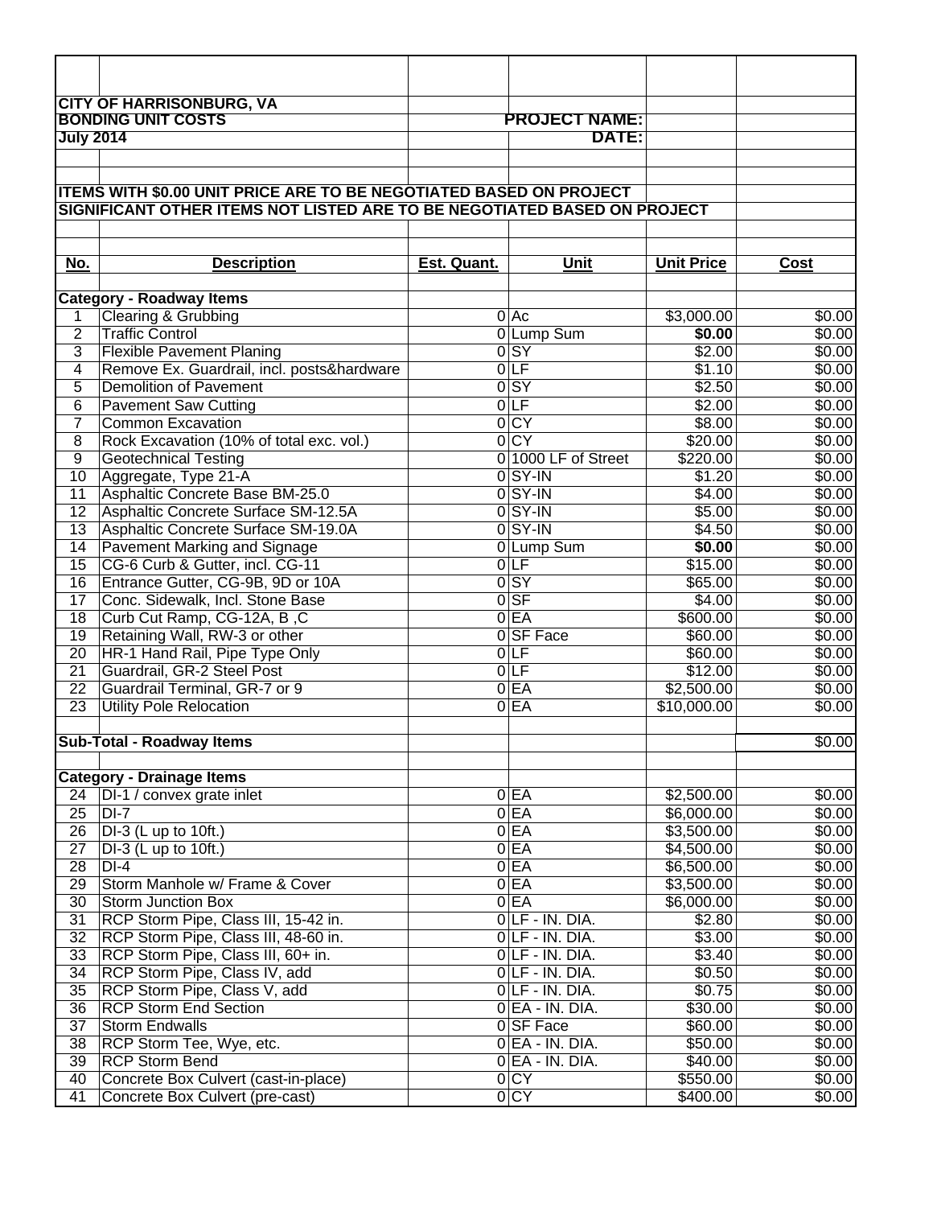**CITY OF HARRISONBURG, VA**
**BONDING UNIT COSTS**
**July 2014**

**PROJECT NAME:**
**DATE:**

**ITEMS WITH $0.00 UNIT PRICE ARE TO BE NEGOTIATED BASED ON PROJECT**
**SIGNIFICANT OTHER ITEMS NOT LISTED ARE TO BE NEGOTIATED BASED ON PROJECT**

| No. | Description | Est. Quant. | Unit | Unit Price | Cost |
|---|---|---|---|---|---|
| **Category - Roadway Items** | | | | | |
| 1 | Clearing & Grubbing | 0 | Ac | $3,000.00 | $0.00 |
| 2 | Traffic Control | 0 | Lump Sum | **$0.00** | $0.00 |
| 3 | Flexible Pavement Planing | 0 | SY | $2.00 | $0.00 |
| 4 | Remove Ex. Guardrail, incl. posts&hardware | 0 | LF | $1.10 | $0.00 |
| 5 | Demolition of Pavement | 0 | SY | $2.50 | $0.00 |
| 6 | Pavement Saw Cutting | 0 | LF | $2.00 | $0.00 |
| 7 | Common Excavation | 0 | CY | $8.00 | $0.00 |
| 8 | Rock Excavation (10% of total exc. vol.) | 0 | CY | $20.00 | $0.00 |
| 9 | Geotechnical Testing | 0 | 1000 LF of Street | $220.00 | $0.00 |
| 10 | Aggregate, Type 21-A | 0 | SY-IN | $1.20 | $0.00 |
| 11 | Asphaltic Concrete Base BM-25.0 | 0 | SY-IN | $4.00 | $0.00 |
| 12 | Asphaltic Concrete Surface SM-12.5A | 0 | SY-IN | $5.00 | $0.00 |
| 13 | Asphaltic Concrete Surface SM-19.0A | 0 | SY-IN | $4.50 | $0.00 |
| 14 | Pavement Marking and Signage | 0 | Lump Sum | **$0.00** | $0.00 |
| 15 | CG-6 Curb & Gutter, incl. CG-11 | 0 | LF | $15.00 | $0.00 |
| 16 | Entrance Gutter, CG-9B, 9D or 10A | 0 | SY | $65.00 | $0.00 |
| 17 | Conc. Sidewalk, Incl. Stone Base | 0 | SF | $4.00 | $0.00 |
| 18 | Curb Cut Ramp, CG-12A, B ,C | 0 | EA | $600.00 | $0.00 |
| 19 | Retaining Wall, RW-3 or other | 0 | SF Face | $60.00 | $0.00 |
| 20 | HR-1 Hand Rail, Pipe Type Only | 0 | LF | $60.00 | $0.00 |
| 21 | Guardrail, GR-2 Steel Post | 0 | LF | $12.00 | $0.00 |
| 22 | Guardrail Terminal, GR-7 or 9 | 0 | EA | $2,500.00 | $0.00 |
| 23 | Utility Pole Relocation | 0 | EA | $10,000.00 | $0.00 |
| **Sub-Total - Roadway Items** | | | | | $0.00 |
| **Category - Drainage Items** | | | | | |
| 24 | DI-1 / convex grate inlet | 0 | EA | $2,500.00 | $0.00 |
| 25 | DI-7 | 0 | EA | $6,000.00 | $0.00 |
| 26 | DI-3 (L up to 10ft.) | 0 | EA | $3,500.00 | $0.00 |
| 27 | DI-3 (L up to 10ft.) | 0 | EA | $4,500.00 | $0.00 |
| 28 | DI-4 | 0 | EA | $6,500.00 | $0.00 |
| 29 | Storm Manhole w/ Frame & Cover | 0 | EA | $3,500.00 | $0.00 |
| 30 | Storm Junction Box | 0 | EA | $6,000.00 | $0.00 |
| 31 | RCP Storm Pipe, Class III, 15-42 in. | 0 | LF - IN. DIA. | $2.80 | $0.00 |
| 32 | RCP Storm Pipe, Class III, 48-60 in. | 0 | LF - IN. DIA. | $3.00 | $0.00 |
| 33 | RCP Storm Pipe, Class III, 60+ in. | 0 | LF - IN. DIA. | $3.40 | $0.00 |
| 34 | RCP Storm Pipe, Class IV, add | 0 | LF - IN. DIA. | $0.50 | $0.00 |
| 35 | RCP Storm Pipe, Class V, add | 0 | LF - IN. DIA. | $0.75 | $0.00 |
| 36 | RCP Storm End Section | 0 | EA - IN. DIA. | $30.00 | $0.00 |
| 37 | Storm Endwalls | 0 | SF Face | $60.00 | $0.00 |
| 38 | RCP Storm Tee, Wye, etc. | 0 | EA - IN. DIA. | $50.00 | $0.00 |
| 39 | RCP Storm Bend | 0 | EA - IN. DIA. | $40.00 | $0.00 |
| 40 | Concrete Box Culvert (cast-in-place) | 0 | CY | $550.00 | $0.00 |
| 41 | Concrete Box Culvert (pre-cast) | 0 | CY | $400.00 | $0.00 |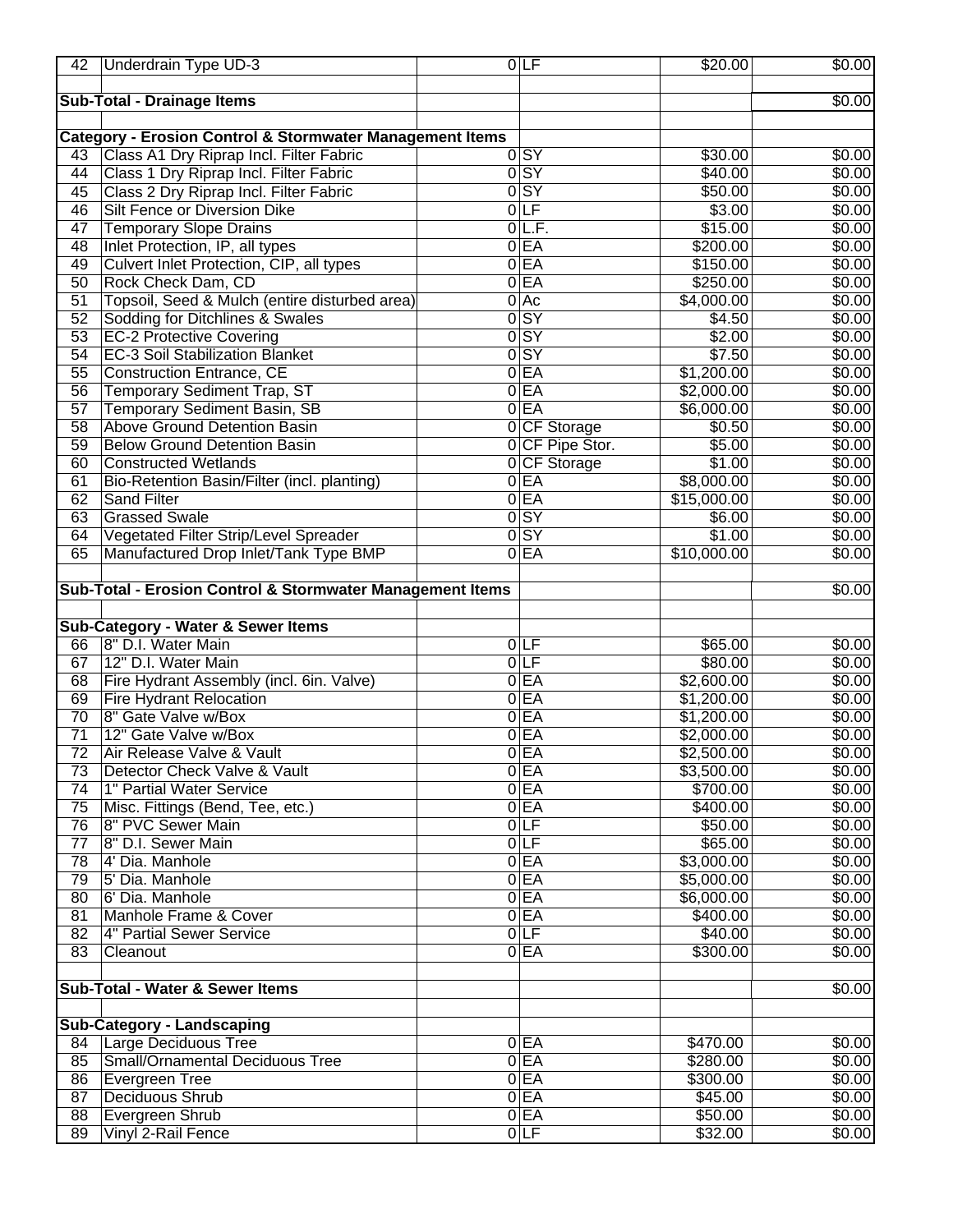| | | | | | |
|---|---|---|---|---|---|
| 42 | Underdrain Type UD-3 | 0 | LF | $20.00 | $0.00 |
| | | | | | |
| **Sub-Total - Drainage Items** | | | | | $0.00 |
| | | | | | |
| **Category - Erosion Control & Stormwater Management Items** | | | | | |
| 43 | Class A1 Dry Riprap Incl. Filter Fabric | 0 | SY | $30.00 | $0.00 |
| 44 | Class 1 Dry Riprap Incl. Filter Fabric | 0 | SY | $40.00 | $0.00 |
| 45 | Class 2 Dry Riprap Incl. Filter Fabric | 0 | SY | $50.00 | $0.00 |
| 46 | Silt Fence or Diversion Dike | 0 | LF | $3.00 | $0.00 |
| 47 | Temporary Slope Drains | 0 | L.F. | $15.00 | $0.00 |
| 48 | Inlet Protection, IP, all types | 0 | EA | $200.00 | $0.00 |
| 49 | Culvert Inlet Protection, CIP, all types | 0 | EA | $150.00 | $0.00 |
| 50 | Rock Check Dam, CD | 0 | EA | $250.00 | $0.00 |
| 51 | Topsoil, Seed & Mulch (entire disturbed area) | 0 | Ac | $4,000.00 | $0.00 |
| 52 | Sodding for Ditchlines & Swales | 0 | SY | $4.50 | $0.00 |
| 53 | EC-2 Protective Covering | 0 | SY | $2.00 | $0.00 |
| 54 | EC-3 Soil Stabilization Blanket | 0 | SY | $7.50 | $0.00 |
| 55 | Construction Entrance, CE | 0 | EA | $1,200.00 | $0.00 |
| 56 | Temporary Sediment Trap, ST | 0 | EA | $2,000.00 | $0.00 |
| 57 | Temporary Sediment Basin, SB | 0 | EA | $6,000.00 | $0.00 |
| 58 | Above Ground Detention Basin | 0 | CF Storage | $0.50 | $0.00 |
| 59 | Below Ground Detention Basin | 0 | CF Pipe Stor. | $5.00 | $0.00 |
| 60 | Constructed Wetlands | 0 | CF Storage | $1.00 | $0.00 |
| 61 | Bio-Retention Basin/Filter (incl. planting) | 0 | EA | $8,000.00 | $0.00 |
| 62 | Sand Filter | 0 | EA | $15,000.00 | $0.00 |
| 63 | Grassed Swale | 0 | SY | $6.00 | $0.00 |
| 64 | Vegetated Filter Strip/Level Spreader | 0 | SY | $1.00 | $0.00 |
| 65 | Manufactured Drop Inlet/Tank Type BMP | 0 | EA | $10,000.00 | $0.00 |
| | | | | | |
| **Sub-Total - Erosion Control & Stormwater Management Items** | | | | | $0.00 |
| | | | | | |
| **Sub-Category - Water & Sewer Items** | | | | | |
| 66 | 8" D.I. Water Main | 0 | LF | $65.00 | $0.00 |
| 67 | 12" D.I. Water Main | 0 | LF | $80.00 | $0.00 |
| 68 | Fire Hydrant Assembly (incl. 6in. Valve) | 0 | EA | $2,600.00 | $0.00 |
| 69 | Fire Hydrant Relocation | 0 | EA | $1,200.00 | $0.00 |
| 70 | 8" Gate Valve w/Box | 0 | EA | $1,200.00 | $0.00 |
| 71 | 12" Gate Valve w/Box | 0 | EA | $2,000.00 | $0.00 |
| 72 | Air Release Valve & Vault | 0 | EA | $2,500.00 | $0.00 |
| 73 | Detector Check Valve & Vault | 0 | EA | $3,500.00 | $0.00 |
| 74 | 1" Partial Water Service | 0 | EA | $700.00 | $0.00 |
| 75 | Misc. Fittings (Bend, Tee, etc.) | 0 | EA | $400.00 | $0.00 |
| 76 | 8" PVC Sewer Main | 0 | LF | $50.00 | $0.00 |
| 77 | 8" D.I. Sewer Main | 0 | LF | $65.00 | $0.00 |
| 78 | 4' Dia. Manhole | 0 | EA | $3,000.00 | $0.00 |
| 79 | 5' Dia. Manhole | 0 | EA | $5,000.00 | $0.00 |
| 80 | 6' Dia. Manhole | 0 | EA | $6,000.00 | $0.00 |
| 81 | Manhole Frame & Cover | 0 | EA | $400.00 | $0.00 |
| 82 | 4" Partial Sewer Service | 0 | LF | $40.00 | $0.00 |
| 83 | Cleanout | 0 | EA | $300.00 | $0.00 |
| | | | | | |
| **Sub-Total - Water & Sewer Items** | | | | | $0.00 |
| | | | | | |
| **Sub-Category - Landscaping** | | | | | |
| 84 | Large Deciduous Tree | 0 | EA | $470.00 | $0.00 |
| 85 | Small/Ornamental Deciduous Tree | 0 | EA | $280.00 | $0.00 |
| 86 | Evergreen Tree | 0 | EA | $300.00 | $0.00 |
| 87 | Deciduous Shrub | 0 | EA | $45.00 | $0.00 |
| 88 | Evergreen Shrub | 0 | EA | $50.00 | $0.00 |
| 89 | Vinyl 2-Rail Fence | 0 | LF | $32.00 | $0.00 |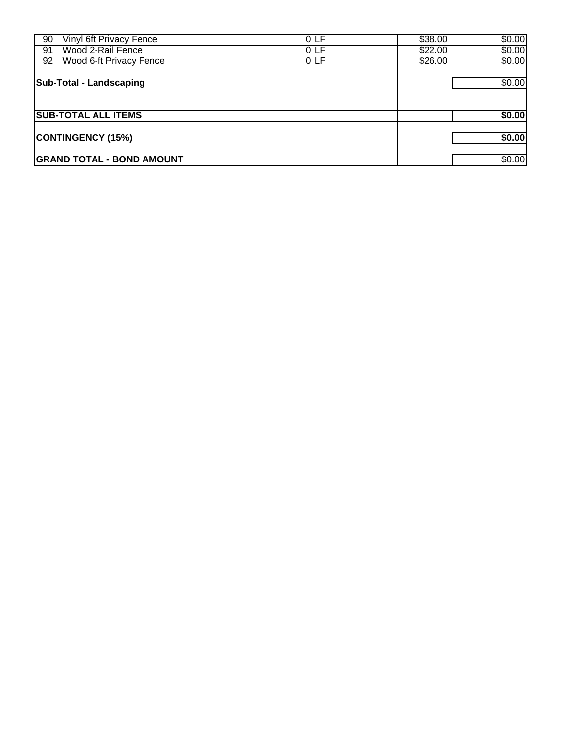| | | | | | |
|---|---|---|---|---|---|
| 90 | Vinyl 6ft Privacy Fence | 0 | LF | $38.00 | $0.00 |
| 91 | Wood 2-Rail Fence | 0 | LF | $22.00 | $0.00 |
| 92 | Wood 6-ft Privacy Fence | 0 | LF | $26.00 | $0.00 |
| | | | | | |
| **Sub-Total - Landscaping** | | | | | $0.00 |
| | | | | | |
| | | | | | |
| **SUB-TOTAL ALL ITEMS** | | | | | **$0.00** |
| | | | | | |
| **CONTINGENCY (15%)** | | | | | **$0.00** |
| | | | | | |
| **GRAND TOTAL - BOND AMOUNT** | | | | | $0.00 |